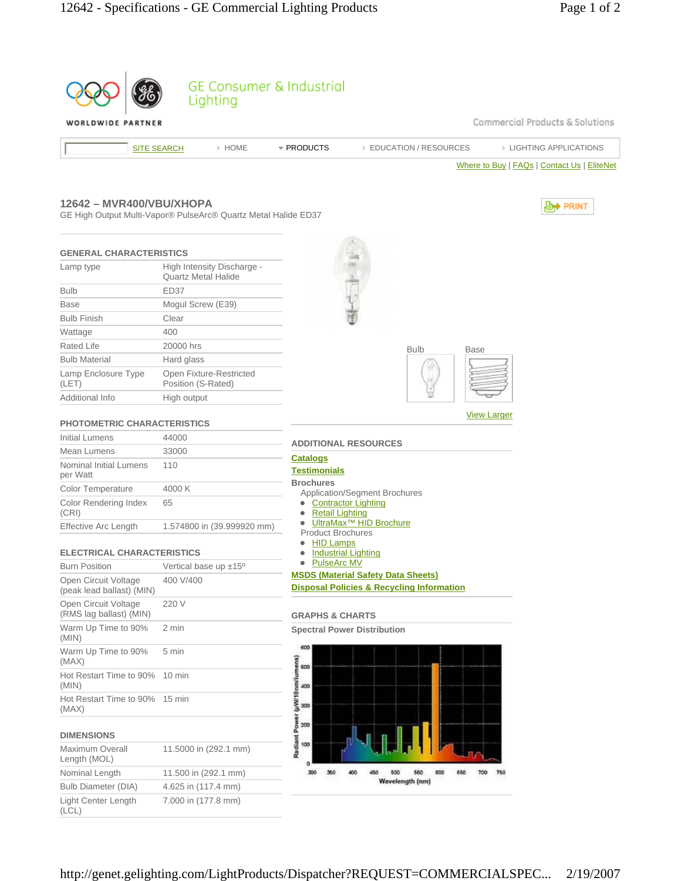GE Consumer & Industrial Lighting

WORLDWIDE PARTNER

Commercial Products & Solutions

SITE SEARCH | HOME | PRODUCTS | EDUCATION / RESOURCES | LIGHTING APPLICATIONS

Where to Buy | FAQs | Contact Us | EliteNet

## 12642 – MVR400/VBU/XHOPA

GE High Output Multi-Vapor® PulseArc® Quartz Metal Halide ED37

PRINT

### GENERAL CHARACTERISTICS

| | |
|---|---|
| Lamp type | High Intensity Discharge - Quartz Metal Halide |
| Bulb | ED37 |
| Base | Mogul Screw (E39) |
| Bulb Finish | Clear |
| Wattage | 400 |
| Rated Life | 20000 hrs |
| Bulb Material | Hard glass |
| Lamp Enclosure Type (LET) | Open Fixture-Restricted Position (S-Rated) |
| Additional Info | High output |

### PHOTOMETRIC CHARACTERISTICS

| | |
|---|---|
| Initial Lumens | 44000 |
| Mean Lumens | 33000 |
| Nominal Initial Lumens per Watt | 110 |
| Color Temperature | 4000 K |
| Color Rendering Index (CRI) | 65 |
| Effective Arc Length | 1.574800 in (39.999920 mm) |

### ELECTRICAL CHARACTERISTICS

| | |
|---|---|
| Burn Position | Vertical base up ±15º |
| Open Circuit Voltage (peak lead ballast) (MIN) | 400 V/400 |
| Open Circuit Voltage (RMS lag ballast) (MIN) | 220 V |
| Warm Up Time to 90% (MIN) | 2 min |
| Warm Up Time to 90% (MAX) | 5 min |
| Hot Restart Time to 90% (MIN) | 10 min |
| Hot Restart Time to 90% (MAX) | 15 min |

### DIMENSIONS

| | |
|---|---|
| Maximum Overall Length (MOL) | 11.5000 in (292.1 mm) |
| Nominal Length | 11.500 in (292.1 mm) |
| Bulb Diameter (DIA) | 4.625 in (117.4 mm) |
| Light Center Length (LCL) | 7.000 in (177.8 mm) |

Bulb  Base

View Larger

### ADDITIONAL RESOURCES

**Catalogs**

**Testimonials**

**Brochures**

Application/Segment Brochures

- Contractor Lighting
- Retail Lighting
- UltraMax™ HID Brochure

Product Brochures

- HID Lamps
- Industrial Lighting
- PulseArc MV

**MSDS (Material Safety Data Sheets)**

**Disposal Policies & Recycling Information**

### GRAPHS & CHARTS

**Spectral Power Distribution**

Radiant Power (µW/10nm/lumens): 0, 100, 200, 300, 400, 500, 600

Wavelength (nm): 300, 350, 400, 450, 500, 550, 600, 650, 700, 750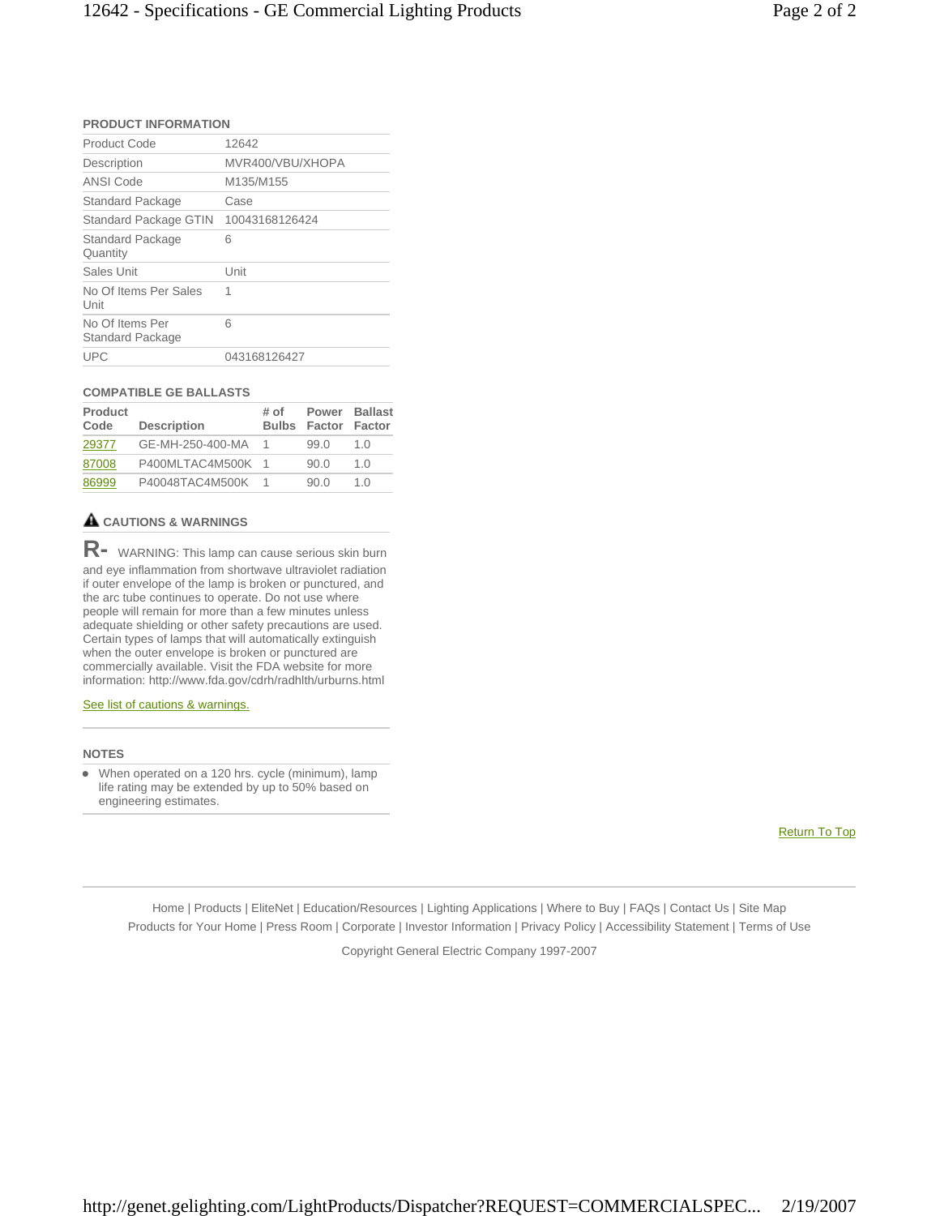## PRODUCT INFORMATION

| | |
|---|---|
| Product Code | 12642 |
| Description | MVR400/VBU/XHOPA |
| ANSI Code | M135/M155 |
| Standard Package | Case |
| Standard Package GTIN | 10043168126424 |
| Standard Package Quantity | 6 |
| Sales Unit | Unit |
| No Of Items Per Sales Unit | 1 |
| No Of Items Per Standard Package | 6 |
| UPC | 043168126427 |

## COMPATIBLE GE BALLASTS

| Product Code | Description | # of Bulbs | Power Factor | Ballast Factor |
|---|---|---|---|---|
| 29377 | GE-MH-250-400-MA | 1 | 99.0 | 1.0 |
| 87008 | P400MLTAC4M500K | 1 | 90.0 | 1.0 |
| 86999 | P40048TAC4M500K | 1 | 90.0 | 1.0 |

## CAUTIONS & WARNINGS

**R-** WARNING: This lamp can cause serious skin burn and eye inflammation from shortwave ultraviolet radiation if outer envelope of the lamp is broken or punctured, and the arc tube continues to operate. Do not use where people will remain for more than a few minutes unless adequate shielding or other safety precautions are used. Certain types of lamps that will automatically extinguish when the outer envelope is broken or punctured are commercially available. Visit the FDA website for more information: http://www.fda.gov/cdrh/radhlth/urburns.html

See list of cautions & warnings.

## NOTES

- When operated on a 120 hrs. cycle (minimum), lamp life rating may be extended by up to 50% based on engineering estimates.

Return To Top

Home | Products | EliteNet | Education/Resources | Lighting Applications | Where to Buy | FAQs | Contact Us | Site Map
Products for Your Home | Press Room | Corporate | Investor Information | Privacy Policy | Accessibility Statement | Terms of Use

Copyright General Electric Company 1997-2007